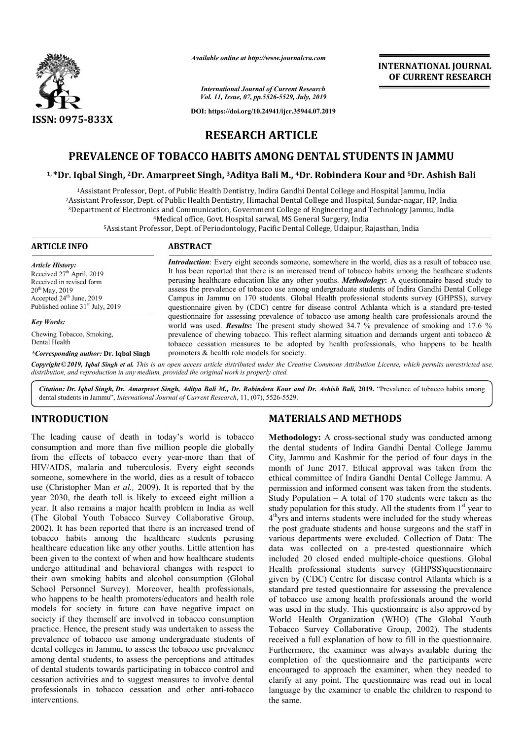*Available online at http://www.journalcra.com*

*International Journal of Current Research*
*Vol. 11, Issue, 07, pp.5526-5529, July, 2019*

**DOI: https://doi.org/10.24941/ijcr.35944.07.2019**

**ISSN: 0975-833X**

**INTERNATIONAL JOURNAL OF CURRENT RESEARCH**

# RESEARCH ARTICLE

# PREVALENCE OF TOBACCO HABITS AMONG DENTAL STUDENTS IN JAMMU

**[1,]*Dr. Iqbal Singh, [2]Dr. Amarpreet Singh, [3]Aditya Bali M., [4]Dr. Robindera Kour and [5]Dr. Ashish Bali**

[1]Assistant Professor, Dept. of Public Health Dentistry, Indira Gandhi Dental College and Hospital Jammu, India
[2]Assistant Professor, Dept. of Public Health Dentistry, Himachal Dental College and Hospital, Sundar-nagar, HP, India
[3]Department of Electronics and Communication, Government College of Engineering and Technology Jammu, India
[4]Medical office, Govt. Hospital sarwal, MS General Surgery, India
[5]Assistant Professor, Dept. of Periodontology, Pacific Dental College, Udaipur, Rajasthan, India

**ARTICLE INFO**

*Article History:*
Received 27[th] April, 2019
Received in revised form
20[th] May, 2019
Accepted 24[th] June, 2019
Published online 31[st] July, 2019

*Key Words:*
Chewing Tobacco, Smoking,
Dental Health

***Corresponding author:* Dr. Iqbal Singh**

**ABSTRACT**

***Introduction***: Every eight seconds someone, somewhere in the world, dies as a result of tobacco use. It has been reported that there is an increased trend of tobacco habits among the heathcare students perusing healthcare education like any other youths. ***Methodology***: A questionnaire based study to assess the prevalence of tobacco use among undergraduate students of Indira Gandhi Dental College Campus in Jammu on 170 students. Global Health professional students survey (GHPSS), survey questionnaire given by (CDC) centre for disease control Athlanta which is a standard pre-tested questionnaire for assessing prevalence of tobacco use among health care professionals around the world was used. ***Results***: The present study showed 34.7 % prevalence of smoking and 17.6 % prevalence of chewing tobacco. This reflect alarming situation and demands urgent anti tobacco & tobacco cessation measures to be adopted by health professionals, who happens to be health promoters & health role models for society.

***Copyright © 2019, Iqbal Singh et al.*** *This is an open access article distributed under the Creative Commons Attribution License, which permits unrestricted use, distribution, and reproduction in any medium, provided the original work is properly cited.*

***Citation:*** *Dr. Iqbal Singh, Dr. Amarpreet Singh, Aditya Bali M., Dr. Robindera Kour and Dr. Ashish Bali,* **2019.** "Prevalence of tobacco habits among dental students in Jammu", *International Journal of Current Research*, 11, (07), 5526-5529.

## INTRODUCTION

The leading cause of death in today's world is tobacco consumption and more than five million people die globally from the effects of tobacco every year-more than that of HIV/AIDS, malaria and tuberculosis. Every eight seconds someone, somewhere in the world, dies as a result of tobacco use (Christopher Man *et al.,* 2009). It is reported that by the year 2030, the death toll is likely to exceed eight million a year. It also remains a major health problem in India as well (The Global Youth Tobacco Survey Collaborative Group, 2002). It has been reported that there is an increased trend of tobacco habits among the healthcare students perusing healthcare education like any other youths. Little attention has been given to the context of when and how healthcare students undergo attitudinal and behavioral changes with respect to their own smoking habits and alcohol consumption (Global School Personnel Survey). Moreover, health professionals, who happens to be health promoters/educators and health role models for society in future can have negative impact on society if they themself are involved in tobacco consumption practice. Hence, the present study was undertaken to assess the prevalence of tobacco use among undergraduate students of dental colleges in Jammu, to assess the tobacco use prevalence among dental students, to assess the perceptions and attitudes of dental students towards participating in tobacco control and cessation activities and to suggest measures to involve dental professionals in tobacco cessation and other anti-tobacco interventions.

## MATERIALS AND METHODS

**Methodology:** A cross-sectional study was conducted among the dental students of Indira Gandhi Dental College Jammu City, Jammu and Kashmir for the period of four days in the month of June 2017. Ethical approval was taken from the ethical committee of Indira Gandhi Dental College Jammu. A permission and informed consent was taken from the students. Study Population – A total of 170 students were taken as the study population for this study. All the students from 1[st] year to 4[th]yrs and interns students were included for the study whereas the post graduate students and house surgeons and the staff in various departments were excluded. Collection of Data: The data was collected on a pre-tested questionnaire which included 20 closed ended multiple-choice questions. Global Health professional students survey (GHPSS)questionnaire given by (CDC) Centre for disease control Atlanta which is a standard pre tested questionnaire for assessing the prevalence of tobacco use among health professionals around the world was used in the study. This questionnaire is also approved by World Health Organization (WHO) (The Global Youth Tobacco Survey Collaborative Group, 2002). The students received a full explanation of how to fill in the questionnaire. Furthermore, the examiner was always available during the completion of the questionnaire and the participants were encouraged to approach the examiner, when they needed to clarify at any point. The questionnaire was read out in local language by the examiner to enable the children to respond to the same.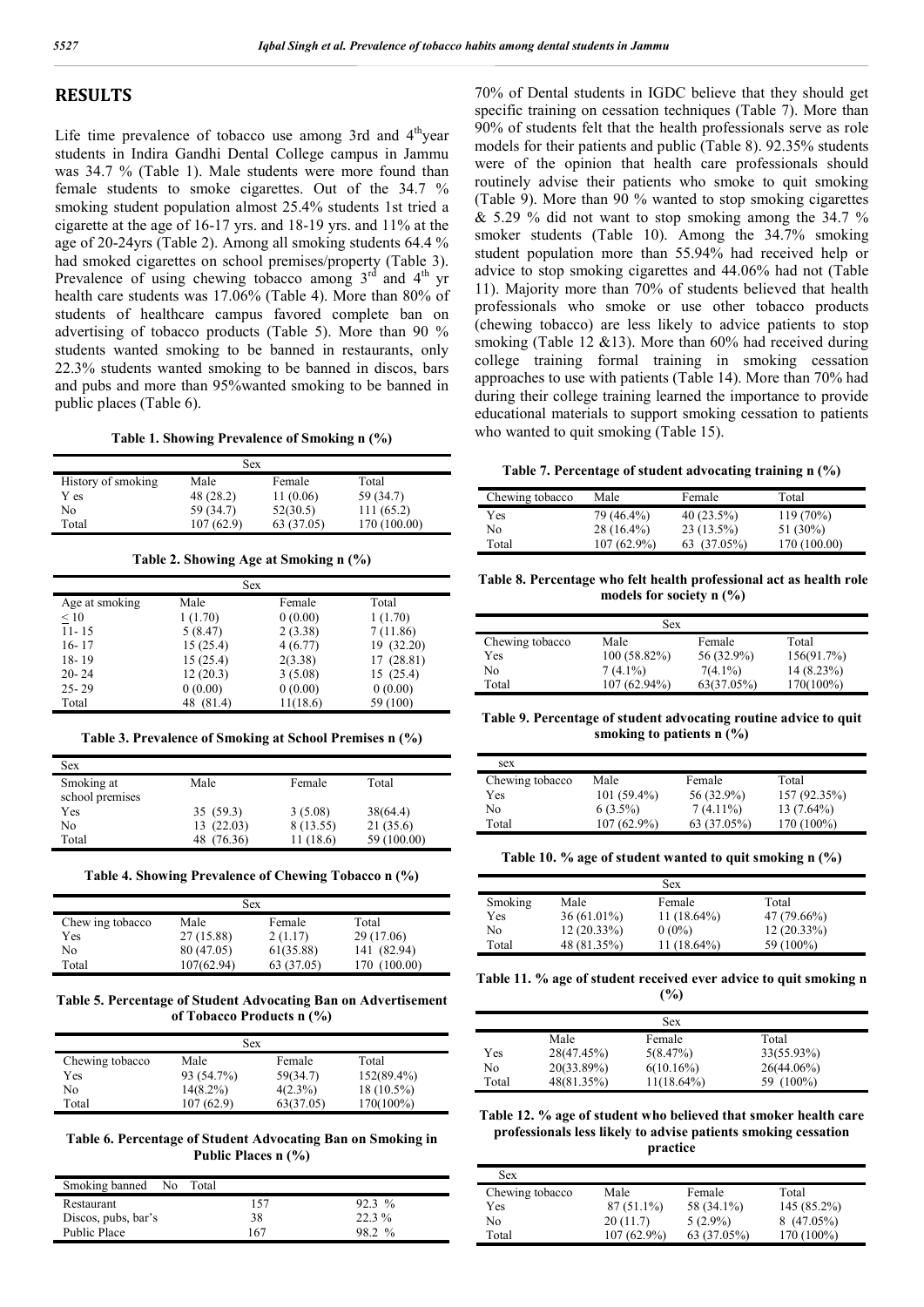## RESULTS

Life time prevalence of tobacco use among 3rd and 4th year students in Indira Gandhi Dental College campus in Jammu was 34.7 % (Table 1). Male students were more found than female students to smoke cigarettes. Out of the 34.7 % smoking student population almost 25.4% students 1st tried a cigarette at the age of 16-17 yrs. and 18-19 yrs. and 11% at the age of 20-24yrs (Table 2). Among all smoking students 64.4 % had smoked cigarettes on school premises/property (Table 3). Prevalence of using chewing tobacco among 3rd and 4th yr health care students was 17.06% (Table 4). More than 80% of students of healthcare campus favored complete ban on advertising of tobacco products (Table 5). More than 90 % students wanted smoking to be banned in restaurants, only 22.3% students wanted smoking to be banned in discos, bars and pubs and more than 95%wanted smoking to be banned in public places (Table 6).

**Table 1. Showing Prevalence of Smoking n (%)**

| | Sex | | |
|---|---|---|---|
| History of smoking | Male | Female | Total |
| Y es | 48 (28.2) | 11 (0.06) | 59 (34.7) |
| No | 59 (34.7) | 52(30.5) | 111 (65.2) |
| Total | 107 (62.9) | 63 (37.05) | 170 (100.00) |

**Table 2. Showing Age at Smoking n (%)**

| | Sex | | |
|---|---|---|---|
| Age at smoking | Male | Female | Total |
| ≤ 10 | 1 (1.70) | 0 (0.00) | 1 (1.70) |
| 11- 15 | 5 (8.47) | 2 (3.38) | 7 (11.86) |
| 16- 17 | 15 (25.4) | 4 (6.77) | 19 (32.20) |
| 18- 19 | 15 (25.4) | 2(3.38) | 17 (28.81) |
| 20- 24 | 12 (20.3) | 3 (5.08) | 15 (25.4) |
| 25- 29 | 0 (0.00) | 0 (0.00) | 0 (0.00) |
| Total | 48 (81.4) | 11(18.6) | 59 (100) |

**Table 3. Prevalence of Smoking at School Premises n (%)**

| Sex | | | |
|---|---|---|---|
| Smoking at school premises | Male | Female | Total |
| Yes | 35 (59.3) | 3 (5.08) | 38(64.4) |
| No | 13 (22.03) | 8 (13.55) | 21 (35.6) |
| Total | 48 (76.36) | 11 (18.6) | 59 (100.00) |

**Table 4. Showing Prevalence of Chewing Tobacco n (%)**

| | Sex | | |
|---|---|---|---|
| Chew ing tobacco | Male | Female | Total |
| Yes | 27 (15.88) | 2 (1.17) | 29 (17.06) |
| No | 80 (47.05) | 61(35.88) | 141 (82.94) |
| Total | 107(62.94) | 63 (37.05) | 170 (100.00) |

**Table 5. Percentage of Student Advocating Ban on Advertisement of Tobacco Products n (%)**

| | Sex | | |
|---|---|---|---|
| Chewing tobacco | Male | Female | Total |
| Yes | 93 (54.7%) | 59(34.7) | 152(89.4%) |
| No | 14(8.2%) | 4(2.3%) | 18 (10.5%) |
| Total | 107 (62.9) | 63(37.05) | 170(100%) |

**Table 6. Percentage of Student Advocating Ban on Smoking in Public Places n (%)**

| Smoking banned | No | Total |
|---|---|---|
| Restaurant | 157 | 92.3 % |
| Discos, pubs, bar's | 38 | 22.3 % |
| Public Place | 167 | 98.2 % |

70% of Dental students in IGDC believe that they should get specific training on cessation techniques (Table 7). More than 90% of students felt that the health professionals serve as role models for their patients and public (Table 8). 92.35% students were of the opinion that health care professionals should routinely advise their patients who smoke to quit smoking (Table 9). More than 90 % wanted to stop smoking cigarettes & 5.29 % did not want to stop smoking among the 34.7 % smoker students (Table 10). Among the 34.7% smoking student population more than 55.94% had received help or advice to stop smoking cigarettes and 44.06% had not (Table 11). Majority more than 70% of students believed that health professionals who smoke or use other tobacco products (chewing tobacco) are less likely to advice patients to stop smoking (Table 12 &13). More than 60% had received during college training formal training in smoking cessation approaches to use with patients (Table 14). More than 70% had during their college training learned the importance to provide educational materials to support smoking cessation to patients who wanted to quit smoking (Table 15).

**Table 7. Percentage of student advocating training n (%)**

| Chewing tobacco | Male | Female | Total |
|---|---|---|---|
| Yes | 79 (46.4%) | 40 (23.5%) | 119 (70%) |
| No | 28 (16.4%) | 23 (13.5%) | 51 (30%) |
| Total | 107 (62.9%) | 63 (37.05%) | 170 (100.00) |

**Table 8. Percentage who felt health professional act as health role models for society n (%)**

| | Sex | | |
|---|---|---|---|
| Chewing tobacco | Male | Female | Total |
| Yes | 100 (58.82%) | 56 (32.9%) | 156(91.7%) |
| No | 7 (4.1%) | 7(4.1%) | 14 (8.23%) |
| Total | 107 (62.94%) | 63(37.05%) | 170(100%) |

**Table 9. Percentage of student advocating routine advice to quit smoking to patients n (%)**

| sex | | | |
|---|---|---|---|
| Chewing tobacco | Male | Female | Total |
| Yes | 101 (59.4%) | 56 (32.9%) | 157 (92.35%) |
| No | 6 (3.5%) | 7 (4.11%) | 13 (7.64%) |
| Total | 107 (62.9%) | 63 (37.05%) | 170 (100%) |

**Table 10. % age of student wanted to quit smoking n (%)**

| | Sex | | |
|---|---|---|---|
| Smoking | Male | Female | Total |
| Yes | 36 (61.01%) | 11 (18.64%) | 47 (79.66%) |
| No | 12 (20.33%) | 0 (0%) | 12 (20.33%) |
| Total | 48 (81.35%) | 11 (18.64%) | 59 (100%) |

**Table 11. % age of student received ever advice to quit smoking n (%)**

| | Sex | | |
|---|---|---|---|
| | Male | Female | Total |
| Yes | 28(47.45%) | 5(8.47%) | 33(55.93%) |
| No | 20(33.89%) | 6(10.16%) | 26(44.06%) |
| Total | 48(81.35%) | 11(18.64%) | 59 (100%) |

**Table 12. % age of student who believed that smoker health care professionals less likely to advise patients smoking cessation practice**

| Sex | | | |
|---|---|---|---|
| Chewing tobacco | Male | Female | Total |
| Yes | 87 (51.1%) | 58 (34.1%) | 145 (85.2%) |
| No | 20 (11.7) | 5 (2.9%) | 8 (47.05%) |
| Total | 107 (62.9%) | 63 (37.05%) | 170 (100%) |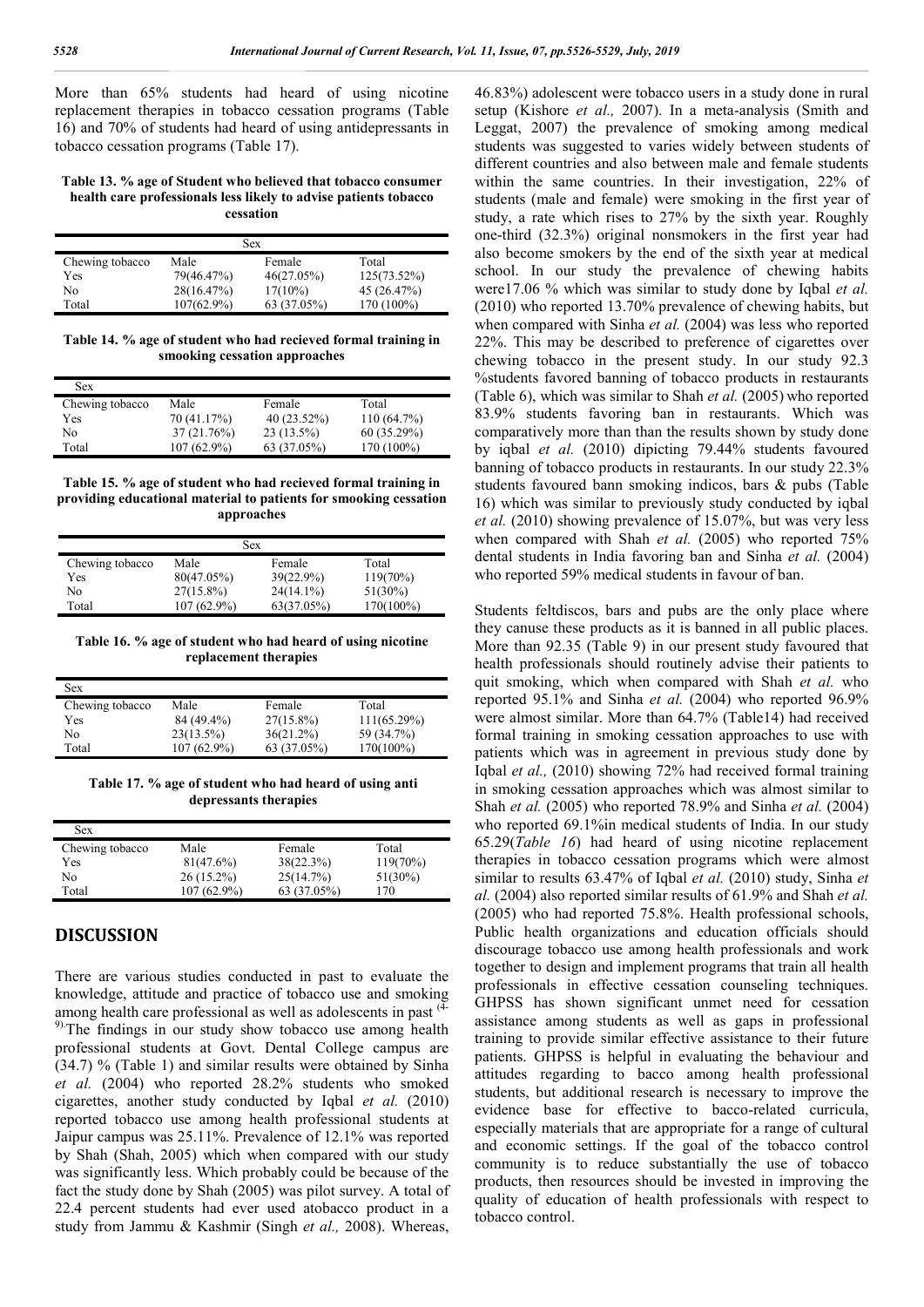More than 65% students had heard of using nicotine replacement therapies in tobacco cessation programs (Table 16) and 70% of students had heard of using antidepressants in tobacco cessation programs (Table 17).

**Table 13. % age of Student who believed that tobacco consumer health care professionals less likely to advise patients tobacco cessation**

| | Sex | | |
|---|---|---|---|
| Chewing tobacco | Male | Female | Total |
| Yes | 79(46.47%) | 46(27.05%) | 125(73.52%) |
| No | 28(16.47%) | 17(10%) | 45 (26.47%) |
| Total | 107(62.9%) | 63 (37.05%) | 170 (100%) |

**Table 14. % age of student who had recieved formal training in smooking cessation approaches**

| Sex | | | |
|---|---|---|---|
| Chewing tobacco | Male | Female | Total |
| Yes | 70 (41.17%) | 40 (23.52%) | 110 (64.7%) |
| No | 37 (21.76%) | 23 (13.5%) | 60 (35.29%) |
| Total | 107 (62.9%) | 63 (37.05%) | 170 (100%) |

**Table 15. % age of student who had recieved formal training in providing educational material to patients for smooking cessation approaches**

| | Sex | | |
|---|---|---|---|
| Chewing tobacco | Male | Female | Total |
| Yes | 80(47.05%) | 39(22.9%) | 119(70%) |
| No | 27(15.8%) | 24(14.1%) | 51(30%) |
| Total | 107 (62.9%) | 63(37.05%) | 170(100%) |

**Table 16. % age of student who had heard of using nicotine replacement therapies**

| Sex | | | |
|---|---|---|---|
| Chewing tobacco | Male | Female | Total |
| Yes | 84 (49.4%) | 27(15.8%) | 111(65.29%) |
| No | 23(13.5%) | 36(21.2%) | 59 (34.7%) |
| Total | 107 (62.9%) | 63 (37.05%) | 170(100%) |

**Table 17. % age of student who had heard of using anti depressants therapies**

| Sex | | | |
|---|---|---|---|
| Chewing tobacco | Male | Female | Total |
| Yes | 81(47.6%) | 38(22.3%) | 119(70%) |
| No | 26 (15.2%) | 25(14.7%) | 51(30%) |
| Total | 107 (62.9%) | 63 (37.05%) | 170 |

## DISCUSSION

There are various studies conducted in past to evaluate the knowledge, attitude and practice of tobacco use and smoking among health care professional as well as adolescents in past [(4-9)]. The findings in our study show tobacco use among health professional students at Govt. Dental College campus are (34.7) % (Table 1) and similar results were obtained by Sinha *et al.* (2004) who reported 28.2% students who smoked cigarettes, another study conducted by Iqbal *et al.* (2010) reported tobacco use among health professional students at Jaipur campus was 25.11%. Prevalence of 12.1% was reported by Shah (Shah, 2005) which when compared with our study was significantly less. Which probably could be because of the fact the study done by Shah (2005) was pilot survey. A total of 22.4 percent students had ever used atobacco product in a study from Jammu & Kashmir (Singh *et al.,* 2008). Whereas, 46.83%) adolescent were tobacco users in a study done in rural setup (Kishore *et al.,* 2007). In a meta-analysis (Smith and Leggat, 2007) the prevalence of smoking among medical students was suggested to varies widely between students of different countries and also between male and female students within the same countries. In their investigation, 22% of students (male and female) were smoking in the first year of study, a rate which rises to 27% by the sixth year. Roughly one-third (32.3%) original nonsmokers in the first year had also become smokers by the end of the sixth year at medical school. In our study the prevalence of chewing habits were17.06 % which was similar to study done by Iqbal *et al.* (2010) who reported 13.70% prevalence of chewing habits, but when compared with Sinha *et al.* (2004) was less who reported 22%. This may be described to preference of cigarettes over chewing tobacco in the present study. In our study 92.3 %students favored banning of tobacco products in restaurants (Table 6), which was similar to Shah *et al.* (2005) who reported 83.9% students favoring ban in restaurants. Which was comparatively more than than the results shown by study done by iqbal *et al.* (2010) dipicting 79.44% students favoured banning of tobacco products in restaurants. In our study 22.3% students favoured bann smoking indicos, bars & pubs (Table 16) which was similar to previously study conducted by iqbal *et al.* (2010) showing prevalence of 15.07%, but was very less when compared with Shah *et al.* (2005) who reported 75% dental students in India favoring ban and Sinha *et al.* (2004) who reported 59% medical students in favour of ban.

Students feltdiscos, bars and pubs are the only place where they canuse these products as it is banned in all public places. More than 92.35 (Table 9) in our present study favoured that health professionals should routinely advise their patients to quit smoking, which when compared with Shah *et al.* who reported 95.1% and Sinha *et al.* (2004) who reported 96.9% were almost similar. More than 64.7% (Table14) had received formal training in smoking cessation approaches to use with patients which was in agreement in previous study done by Iqbal *et al.,* (2010) showing 72% had received formal training in smoking cessation approaches which was almost similar to Shah *et al.* (2005) who reported 78.9% and Sinha *et al.* (2004) who reported 69.1%in medical students of India. In our study 65.29(*Table 16*) had heard of using nicotine replacement therapies in tobacco cessation programs which were almost similar to results 63.47% of Iqbal *et al.* (2010) study, Sinha *et al.* (2004) also reported similar results of 61.9% and Shah *et al.* (2005) who had reported 75.8%. Health professional schools, Public health organizations and education officials should discourage tobacco use among health professionals and work together to design and implement programs that train all health professionals in effective cessation counseling techniques. GHPSS has shown significant unmet need for cessation assistance among students as well as gaps in professional training to provide similar effective assistance to their future patients. GHPSS is helpful in evaluating the behaviour and attitudes regarding to bacco among health professional students, but additional research is necessary to improve the evidence base for effective to bacco-related curricula, especially materials that are appropriate for a range of cultural and economic settings. If the goal of the tobacco control community is to reduce substantially the use of tobacco products, then resources should be invested in improving the quality of education of health professionals with respect to tobacco control.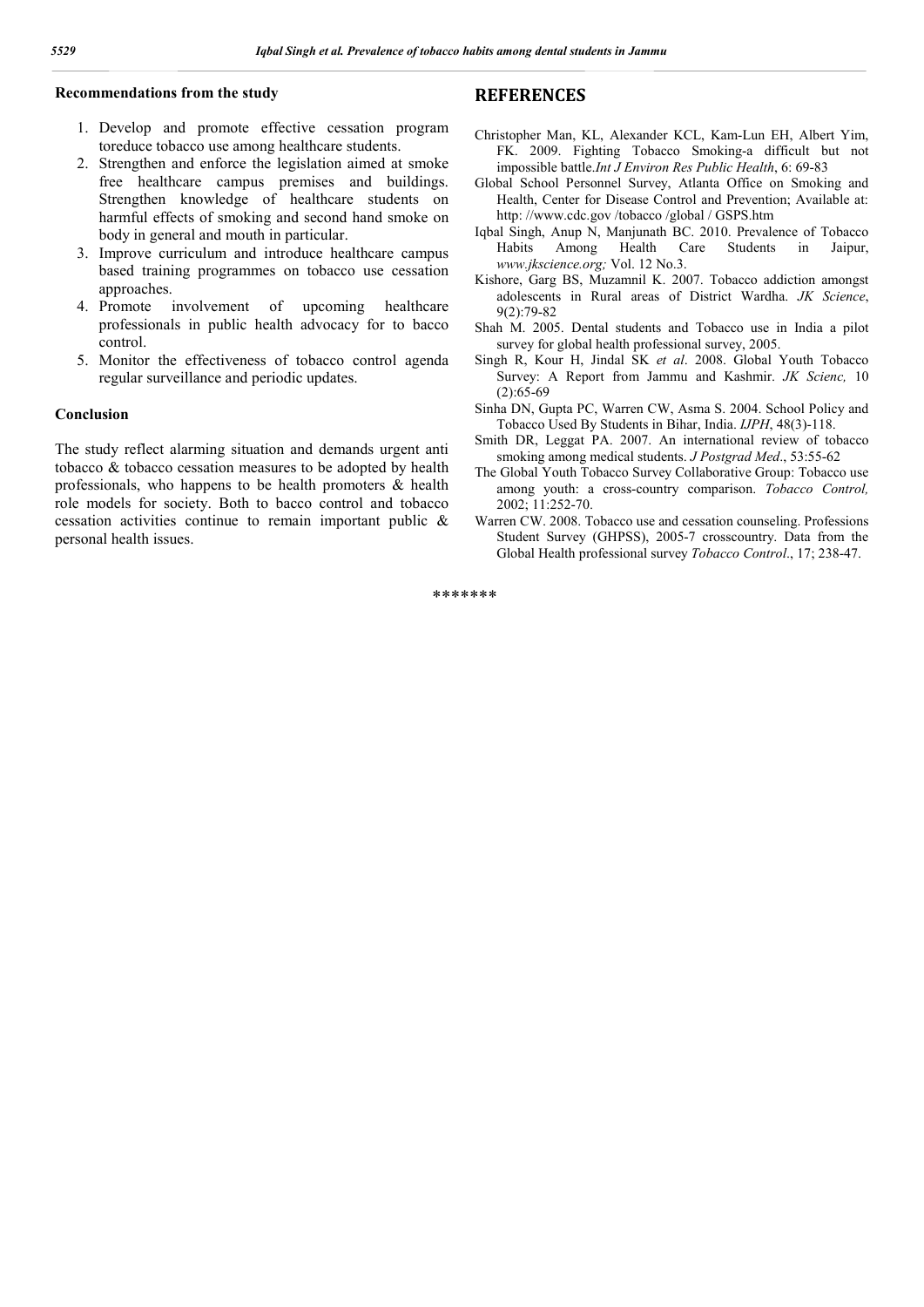### Recommendations from the study

1. Develop and promote effective cessation program toreduce tobacco use among healthcare students.
2. Strengthen and enforce the legislation aimed at smoke free healthcare campus premises and buildings. Strengthen knowledge of healthcare students on harmful effects of smoking and second hand smoke on body in general and mouth in particular.
3. Improve curriculum and introduce healthcare campus based training programmes on tobacco use cessation approaches.
4. Promote involvement of upcoming healthcare professionals in public health advocacy for to bacco control.
5. Monitor the effectiveness of tobacco control agenda regular surveillance and periodic updates.

### Conclusion

The study reflect alarming situation and demands urgent anti tobacco & tobacco cessation measures to be adopted by health professionals, who happens to be health promoters & health role models for society. Both to bacco control and tobacco cessation activities continue to remain important public & personal health issues.

## REFERENCES

Christopher Man, KL, Alexander KCL, Kam-Lun EH, Albert Yim, FK. 2009. Fighting Tobacco Smoking-a difficult but not impossible battle.*Int J Environ Res Public Health*, 6: 69-83

Global School Personnel Survey, Atlanta Office on Smoking and Health, Center for Disease Control and Prevention; Available at: http: //www.cdc.gov /tobacco /global / GSPS.htm

Iqbal Singh, Anup N, Manjunath BC. 2010. Prevalence of Tobacco Habits Among Health Care Students in Jaipur, *www.jkscience.org;* Vol. 12 No.3.

Kishore, Garg BS, Muzamnil K. 2007. Tobacco addiction amongst adolescents in Rural areas of District Wardha. *JK Science*, 9(2):79-82

Shah M. 2005. Dental students and Tobacco use in India a pilot survey for global health professional survey, 2005.

Singh R, Kour H, Jindal SK *et al*. 2008. Global Youth Tobacco Survey: A Report from Jammu and Kashmir. *JK Scienc,* 10 (2):65-69

Sinha DN, Gupta PC, Warren CW, Asma S. 2004. School Policy and Tobacco Used By Students in Bihar, India. *IJPH*, 48(3)-118.

Smith DR, Leggat PA. 2007. An international review of tobacco smoking among medical students. *J Postgrad Med*., 53:55-62

The Global Youth Tobacco Survey Collaborative Group: Tobacco use among youth: a cross-country comparison. *Tobacco Control,* 2002; 11:252-70.

Warren CW. 2008. Tobacco use and cessation counseling. Professions Student Survey (GHPSS), 2005-7 crosscountry. Data from the Global Health professional survey *Tobacco Control*., 17; 238-47.

\*\*\*\*\*\*\*